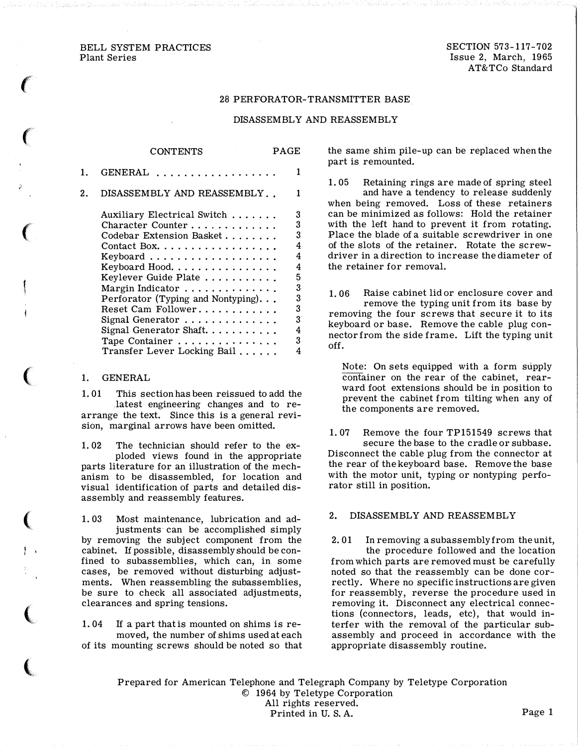BELL SYSTEM PRACTICES
Plant Series

SECTION 573-117-702
Issue 2, March, 1965
AT&TCo Standard

# 28 PERFORATOR-TRANSMITTER BASE

## DISASSEMBLY AND REASSEMBLY

| CONTENTS | PAGE |
|---|---|
| 1. GENERAL | 1 |
| 2. DISASSEMBLY AND REASSEMBLY | 1 |
| Auxiliary Electrical Switch | 3 |
| Character Counter | 3 |
| Codebar Extension Basket | 3 |
| Contact Box | 4 |
| Keyboard | 4 |
| Keyboard Hood | 4 |
| Keylever Guide Plate | 5 |
| Margin Indicator | 3 |
| Perforator (Typing and Nontyping) | 3 |
| Reset Cam Follower | 3 |
| Signal Generator | 3 |
| Signal Generator Shaft | 4 |
| Tape Container | 3 |
| Transfer Lever Locking Bail | 4 |

## 1. GENERAL

1.01 This section has been reissued to add the latest engineering changes and to rearrange the text. Since this is a general revision, marginal arrows have been omitted.

1.02 The technician should refer to the exploded views found in the appropriate parts literature for an illustration of the mechanism to be disassembled, for location and visual identification of parts and detailed disassembly and reassembly features.

1.03 Most maintenance, lubrication and adjustments can be accomplished simply by removing the subject component from the cabinet. If possible, disassembly should be confined to subassemblies, which can, in some cases, be removed without disturbing adjustments. When reassembling the subassemblies, be sure to check all associated adjustments, clearances and spring tensions.

1.04 If a part that is mounted on shims is removed, the number of shims used at each of its mounting screws should be noted so that the same shim pile-up can be replaced when the part is remounted.

1.05 Retaining rings are made of spring steel and have a tendency to release suddenly when being removed. Loss of these retainers can be minimized as follows: Hold the retainer with the left hand to prevent it from rotating. Place the blade of a suitable screwdriver in one of the slots of the retainer. Rotate the screwdriver in a direction to increase the diameter of the retainer for removal.

1.06 Raise cabinet lid or enclosure cover and remove the typing unit from its base by removing the four screws that secure it to its keyboard or base. Remove the cable plug connector from the side frame. Lift the typing unit off.

> Note: On sets equipped with a form supply container on the rear of the cabinet, rearward foot extensions should be in position to prevent the cabinet from tilting when any of the components are removed.

1.07 Remove the four TP151549 screws that secure the base to the cradle or subbase. Disconnect the cable plug from the connector at the rear of the keyboard base. Remove the base with the motor unit, typing or nontyping perforator still in position.

## 2. DISASSEMBLY AND REASSEMBLY

2.01 In removing a subassembly from the unit, the procedure followed and the location from which parts are removed must be carefully noted so that the reassembly can be done correctly. Where no specific instructions are given for reassembly, reverse the procedure used in removing it. Disconnect any electrical connections (connectors, leads, etc), that would interfer with the removal of the particular subassembly and proceed in accordance with the appropriate disassembly routine.

Prepared for American Telephone and Telegraph Company by Teletype Corporation
© 1964 by Teletype Corporation
All rights reserved.
Printed in U. S. A.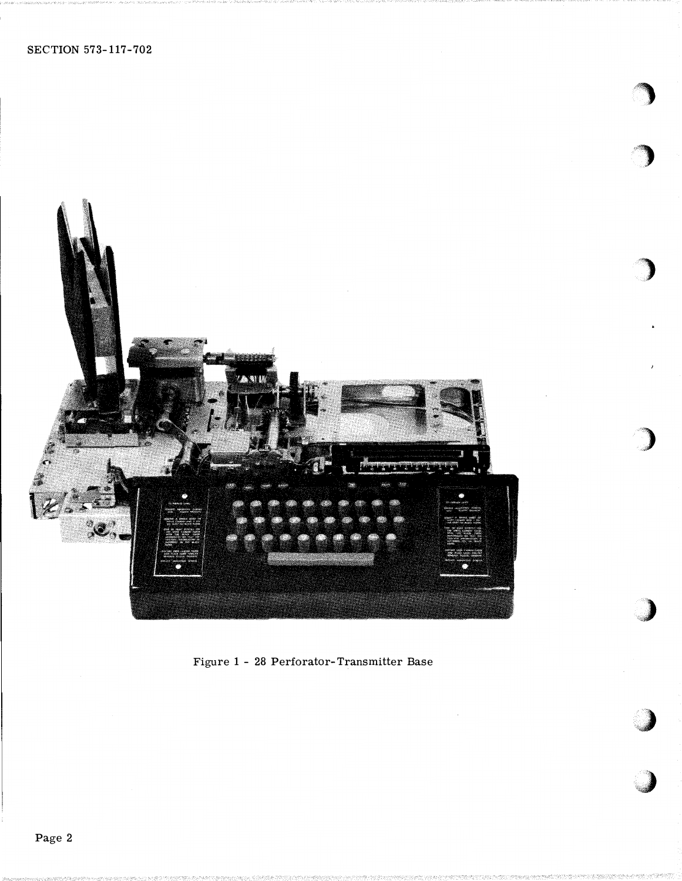Figure 1 - 28 Perforator-Transmitter Base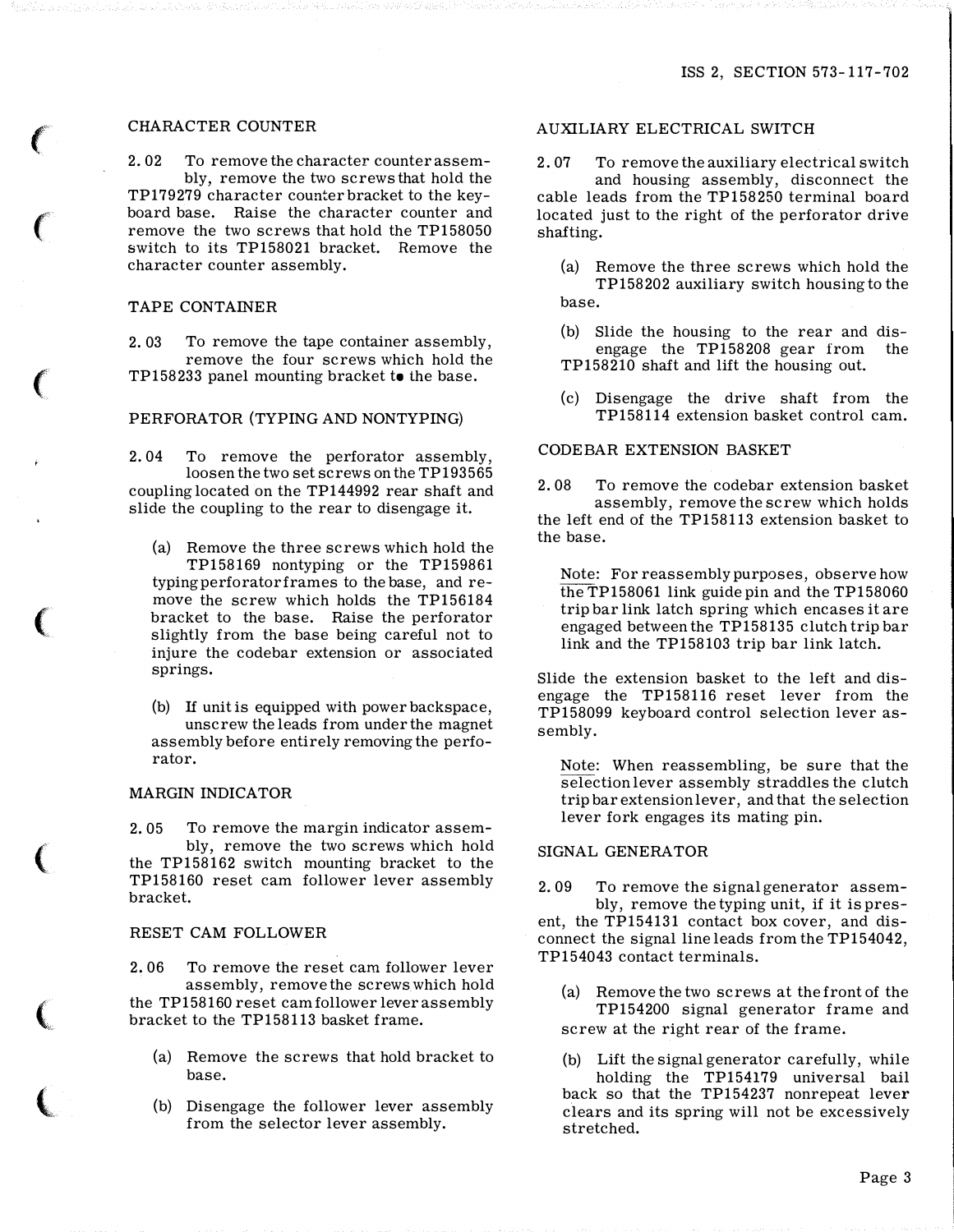## CHARACTER COUNTER

2.02 To remove the character counter assembly, remove the two screws that hold the TP179279 character counter bracket to the keyboard base. Raise the character counter and remove the two screws that hold the TP158050 switch to its TP158021 bracket. Remove the character counter assembly.

## TAPE CONTAINER

2.03 To remove the tape container assembly, remove the four screws which hold the TP158233 panel mounting bracket to the base.

## PERFORATOR (TYPING AND NONTYPING)

2.04 To remove the perforator assembly, loosen the two set screws on the TP193565 coupling located on the TP144992 rear shaft and slide the coupling to the rear to disengage it.

(a) Remove the three screws which hold the TP158169 nontyping or the TP159861 typing perforator frames to the base, and remove the screw which holds the TP156184 bracket to the base. Raise the perforator slightly from the base being careful not to injure the codebar extension or associated springs.

(b) If unit is equipped with power backspace, unscrew the leads from under the magnet assembly before entirely removing the perforator.

## MARGIN INDICATOR

2.05 To remove the margin indicator assembly, remove the two screws which hold the TP158162 switch mounting bracket to the TP158160 reset cam follower lever assembly bracket.

## RESET CAM FOLLOWER

2.06 To remove the reset cam follower lever assembly, remove the screws which hold the TP158160 reset cam follower lever assembly bracket to the TP158113 basket frame.

(a) Remove the screws that hold bracket to base.

(b) Disengage the follower lever assembly from the selector lever assembly.

## AUXILIARY ELECTRICAL SWITCH

2.07 To remove the auxiliary electrical switch and housing assembly, disconnect the cable leads from the TP158250 terminal board located just to the right of the perforator drive shafting.

(a) Remove the three screws which hold the TP158202 auxiliary switch housing to the base.

(b) Slide the housing to the rear and disengage the TP158208 gear from the TP158210 shaft and lift the housing out.

(c) Disengage the drive shaft from the TP158114 extension basket control cam.

## CODEBAR EXTENSION BASKET

2.08 To remove the codebar extension basket assembly, remove the screw which holds the left end of the TP158113 extension basket to the base.

Note: For reassembly purposes, observe how the TP158061 link guide pin and the TP158060 trip bar link latch spring which encases it are engaged between the TP158135 clutch trip bar link and the TP158103 trip bar link latch.

Slide the extension basket to the left and disengage the TP158116 reset lever from the TP158099 keyboard control selection lever assembly.

Note: When reassembling, be sure that the selection lever assembly straddles the clutch trip bar extension lever, and that the selection lever fork engages its mating pin.

## SIGNAL GENERATOR

2.09 To remove the signal generator assembly, remove the typing unit, if it is present, the TP154131 contact box cover, and disconnect the signal line leads from the TP154042, TP154043 contact terminals.

(a) Remove the two screws at the front of the TP154200 signal generator frame and screw at the right rear of the frame.

(b) Lift the signal generator carefully, while holding the TP154179 universal bail back so that the TP154237 nonrepeat lever clears and its spring will not be excessively stretched.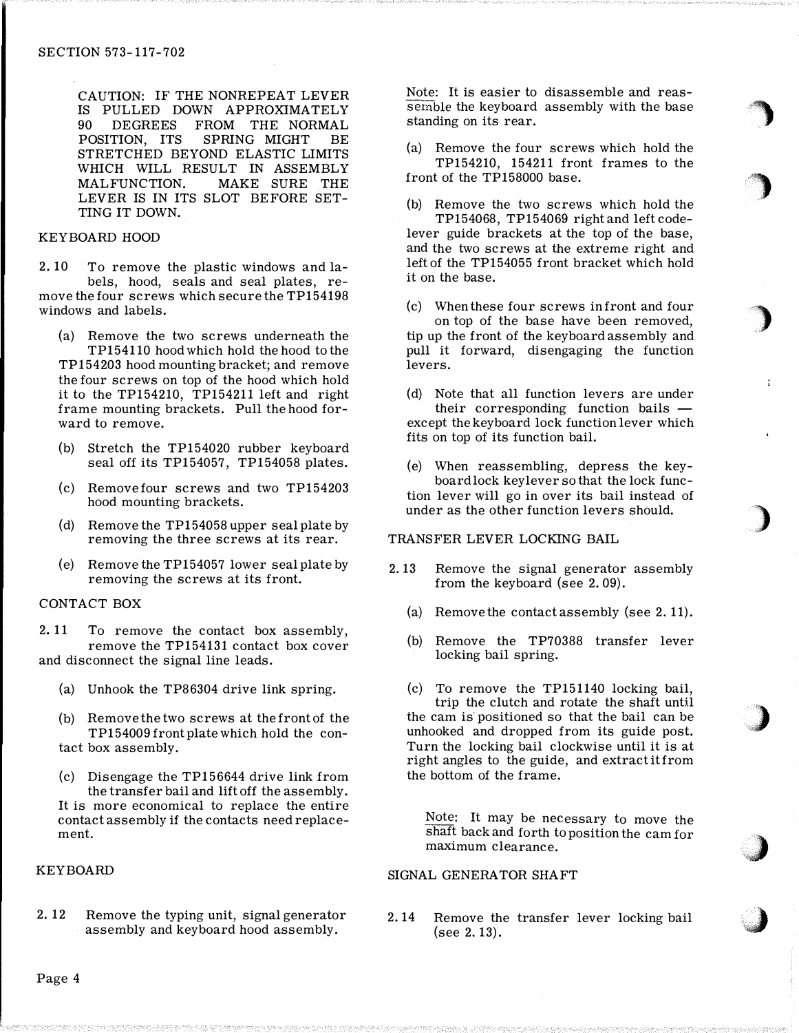CAUTION: IF THE NONREPEAT LEVER IS PULLED DOWN APPROXIMATELY 90 DEGREES FROM THE NORMAL POSITION, ITS SPRING MIGHT BE STRETCHED BEYOND ELASTIC LIMITS WHICH WILL RESULT IN ASSEMBLY MALFUNCTION. MAKE SURE THE LEVER IS IN ITS SLOT BEFORE SETTING IT DOWN.

## KEYBOARD HOOD

2.10 To remove the plastic windows and labels, hood, seals and seal plates, remove the four screws which secure the TP154198 windows and labels.

(a) Remove the two screws underneath the TP154110 hood which hold the hood to the TP154203 hood mounting bracket; and remove the four screws on top of the hood which hold it to the TP154210, TP154211 left and right frame mounting brackets. Pull the hood forward to remove.

(b) Stretch the TP154020 rubber keyboard seal off its TP154057, TP154058 plates.

(c) Remove four screws and two TP154203 hood mounting brackets.

(d) Remove the TP154058 upper seal plate by removing the three screws at its rear.

(e) Remove the TP154057 lower seal plate by removing the screws at its front.

## CONTACT BOX

2.11 To remove the contact box assembly, remove the TP154131 contact box cover and disconnect the signal line leads.

(a) Unhook the TP86304 drive link spring.

(b) Remove the two screws at the front of the TP154009 front plate which hold the contact box assembly.

(c) Disengage the TP156644 drive link from the transfer bail and lift off the assembly. It is more economical to replace the entire contact assembly if the contacts need replacement.

## KEYBOARD

2.12 Remove the typing unit, signal generator assembly and keyboard hood assembly.

Note: It is easier to disassemble and reassemble the keyboard assembly with the base standing on its rear.

(a) Remove the four screws which hold the TP154210, 154211 front frames to the front of the TP158000 base.

(b) Remove the two screws which hold the TP154068, TP154069 right and left codelever guide brackets at the top of the base, and the two screws at the extreme right and left of the TP154055 front bracket which hold it on the base.

(c) When these four screws in front and four on top of the base have been removed, tip up the front of the keyboard assembly and pull it forward, disengaging the function levers.

(d) Note that all function levers are under their corresponding function bails — except the keyboard lock function lever which fits on top of its function bail.

(e) When reassembling, depress the keyboard lock keylever so that the lock function lever will go in over its bail instead of under as the other function levers should.

## TRANSFER LEVER LOCKING BAIL

2.13 Remove the signal generator assembly from the keyboard (see 2.09).

(a) Remove the contact assembly (see 2.11).

(b) Remove the TP70388 transfer lever locking bail spring.

(c) To remove the TP151140 locking bail, trip the clutch and rotate the shaft until the cam is positioned so that the bail can be unhooked and dropped from its guide post. Turn the locking bail clockwise until it is at right angles to the guide, and extract it from the bottom of the frame.

Note: It may be necessary to move the shaft back and forth to position the cam for maximum clearance.

## SIGNAL GENERATOR SHAFT

2.14 Remove the transfer lever locking bail (see 2.13).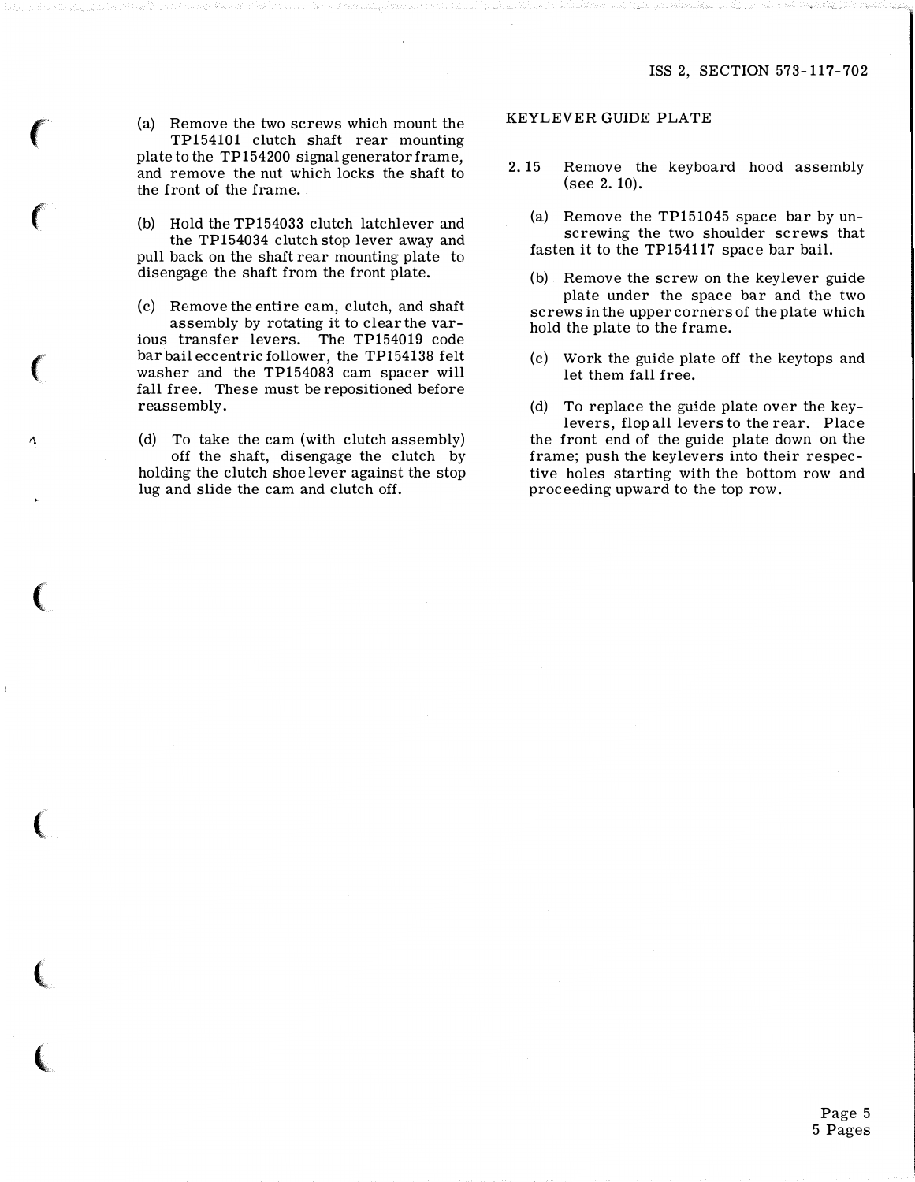(a) Remove the two screws which mount the TP154101 clutch shaft rear mounting plate to the TP154200 signal generator frame, and remove the nut which locks the shaft to the front of the frame.

(b) Hold the TP154033 clutch latchlever and the TP154034 clutch stop lever away and pull back on the shaft rear mounting plate to disengage the shaft from the front plate.

(c) Remove the entire cam, clutch, and shaft assembly by rotating it to clear the various transfer levers. The TP154019 code bar bail eccentric follower, the TP154138 felt washer and the TP154083 cam spacer will fall free. These must be repositioned before reassembly.

(d) To take the cam (with clutch assembly) off the shaft, disengage the clutch by holding the clutch shoe lever against the stop lug and slide the cam and clutch off.

## KEYLEVER GUIDE PLATE

2.15 Remove the keyboard hood assembly (see 2.10).

(a) Remove the TP151045 space bar by unscrewing the two shoulder screws that fasten it to the TP154117 space bar bail.

(b) Remove the screw on the keylever guide plate under the space bar and the two screws in the upper corners of the plate which hold the plate to the frame.

(c) Work the guide plate off the keytops and let them fall free.

(d) To replace the guide plate over the keylevers, flop all levers to the rear. Place the front end of the guide plate down on the frame; push the keylevers into their respective holes starting with the bottom row and proceeding upward to the top row.